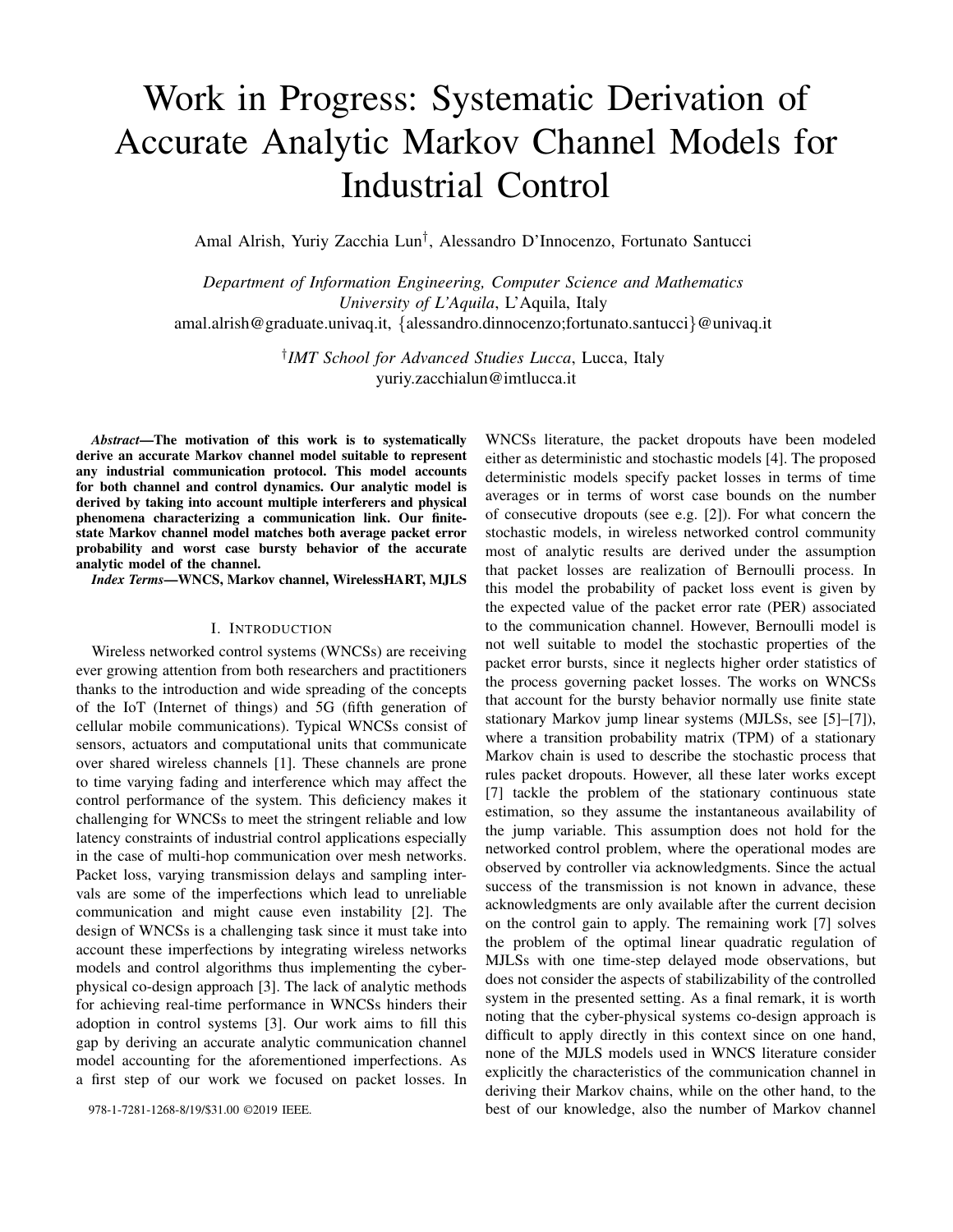# Work in Progress: Systematic Derivation of Accurate Analytic Markov Channel Models for Industrial Control

Amal Alrish, Yuriy Zacchia Lun[†], Alessandro D'Innocenzo, Fortunato Santucci

*Department of Information Engineering, Computer Science and Mathematics*
*University of L'Aquila*, L'Aquila, Italy
amal.alrish@graduate.univaq.it, {alessandro.dinnocenzo;fortunato.santucci}@univaq.it

[†]*IMT School for Advanced Studies Lucca*, Lucca, Italy
yuriy.zacchialun@imtlucca.it

***Abstract*—The motivation of this work is to systematically derive an accurate Markov channel model suitable to represent any industrial communication protocol. This model accounts for both channel and control dynamics. Our analytic model is derived by taking into account multiple interferers and physical phenomena characterizing a communication link. Our finite-state Markov channel model matches both average packet error probability and worst case bursty behavior of the accurate analytic model of the channel.**

***Index Terms*—WNCS, Markov channel, WirelessHART, MJLS**

## I. Introduction

Wireless networked control systems (WNCSs) are receiving ever growing attention from both researchers and practitioners thanks to the introduction and wide spreading of the concepts of the IoT (Internet of things) and 5G (fifth generation of cellular mobile communications). Typical WNCSs consist of sensors, actuators and computational units that communicate over shared wireless channels [1]. These channels are prone to time varying fading and interference which may affect the control performance of the system. This deficiency makes it challenging for WNCSs to meet the stringent reliable and low latency constraints of industrial control applications especially in the case of multi-hop communication over mesh networks. Packet loss, varying transmission delays and sampling intervals are some of the imperfections which lead to unreliable communication and might cause even instability [2]. The design of WNCSs is a challenging task since it must take into account these imperfections by integrating wireless networks models and control algorithms thus implementing the cyber-physical co-design approach [3]. The lack of analytic methods for achieving real-time performance in WNCSs hinders their adoption in control systems [3]. Our work aims to fill this gap by deriving an accurate analytic communication channel model accounting for the aforementioned imperfections. As a first step of our work we focused on packet losses. In WNCSs literature, the packet dropouts have been modeled either as deterministic and stochastic models [4]. The proposed deterministic models specify packet losses in terms of time averages or in terms of worst case bounds on the number of consecutive dropouts (see e.g. [2]). For what concern the stochastic models, in wireless networked control community most of analytic results are derived under the assumption that packet losses are realization of Bernoulli process. In this model the probability of packet loss event is given by the expected value of the packet error rate (PER) associated to the communication channel. However, Bernoulli model is not well suitable to model the stochastic properties of the packet error bursts, since it neglects higher order statistics of the process governing packet losses. The works on WNCSs that account for the bursty behavior normally use finite state stationary Markov jump linear systems (MJLSs, see [5]–[7]), where a transition probability matrix (TPM) of a stationary Markov chain is used to describe the stochastic process that rules packet dropouts. However, all these later works except [7] tackle the problem of the stationary continuous state estimation, so they assume the instantaneous availability of the jump variable. This assumption does not hold for the networked control problem, where the operational modes are observed by controller via acknowledgments. Since the actual success of the transmission is not known in advance, these acknowledgments are only available after the current decision on the control gain to apply. The remaining work [7] solves the problem of the optimal linear quadratic regulation of MJLSs with one time-step delayed mode observations, but does not consider the aspects of stabilizability of the controlled system in the presented setting. As a final remark, it is worth noting that the cyber-physical systems co-design approach is difficult to apply directly in this context since on one hand, none of the MJLS models used in WNCS literature consider explicitly the characteristics of the communication channel in deriving their Markov chains, while on the other hand, to the best of our knowledge, also the number of Markov channel

978-1-7281-1268-8/19/$31.00 ©2019 IEEE.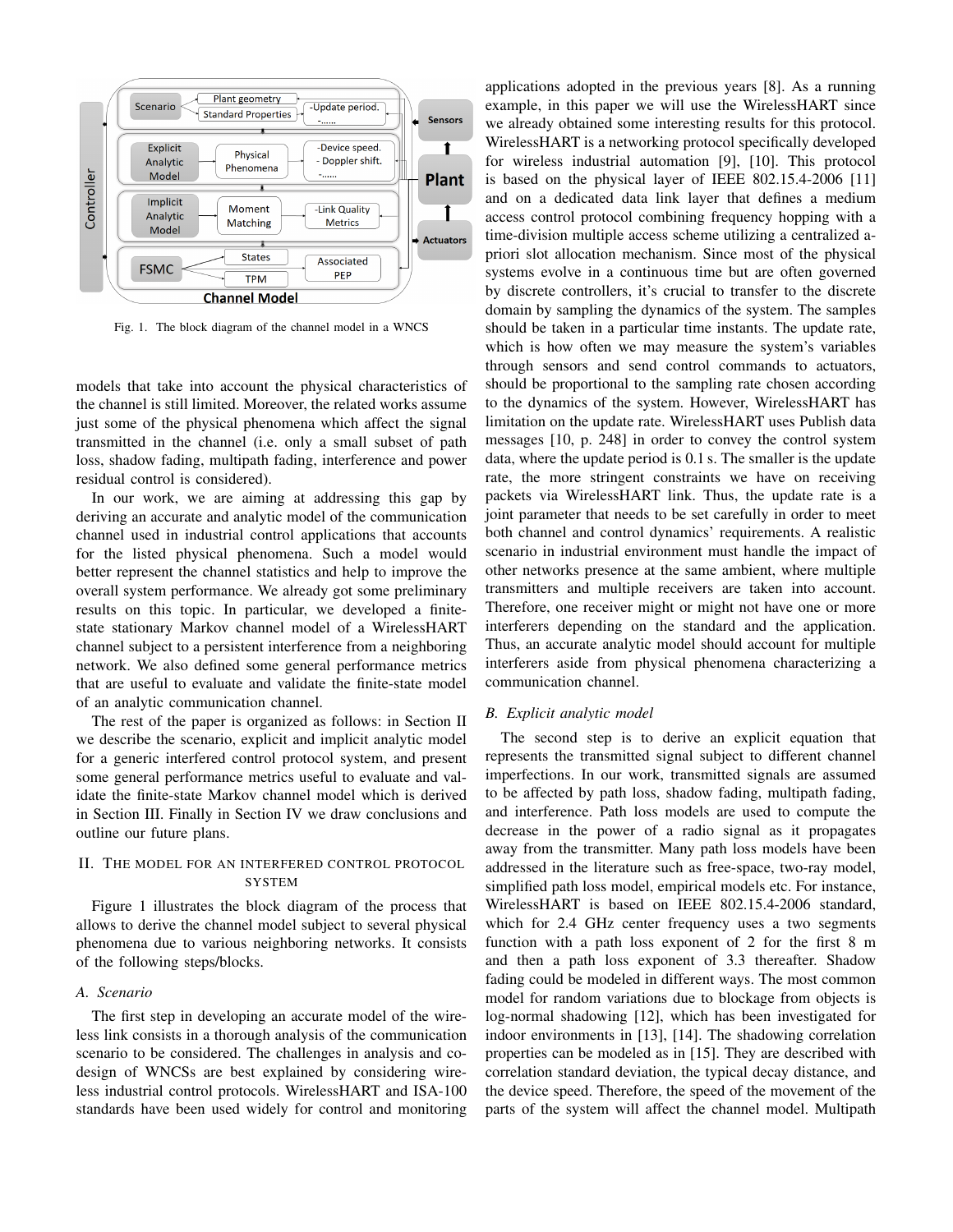Fig. 1. The block diagram of the channel model in a WNCS

models that take into account the physical characteristics of the channel is still limited. Moreover, the related works assume just some of the physical phenomena which affect the signal transmitted in the channel (i.e. only a small subset of path loss, shadow fading, multipath fading, interference and power residual control is considered).

In our work, we are aiming at addressing this gap by deriving an accurate and analytic model of the communication channel used in industrial control applications that accounts for the listed physical phenomena. Such a model would better represent the channel statistics and help to improve the overall system performance. We already got some preliminary results on this topic. In particular, we developed a finite-state stationary Markov channel model of a WirelessHART channel subject to a persistent interference from a neighboring network. We also defined some general performance metrics that are useful to evaluate and validate the finite-state model of an analytic communication channel.

The rest of the paper is organized as follows: in Section II we describe the scenario, explicit and implicit analytic model for a generic interfered control protocol system, and present some general performance metrics useful to evaluate and validate the finite-state Markov channel model which is derived in Section III. Finally in Section IV we draw conclusions and outline our future plans.

## II. The model for an interfered control protocol system

Figure 1 illustrates the block diagram of the process that allows to derive the channel model subject to several physical phenomena due to various neighboring networks. It consists of the following steps/blocks.

### A. Scenario

The first step in developing an accurate model of the wireless link consists in a thorough analysis of the communication scenario to be considered. The challenges in analysis and co-design of WNCSs are best explained by considering wireless industrial control protocols. WirelessHART and ISA-100 standards have been used widely for control and monitoring applications adopted in the previous years [8]. As a running example, in this paper we will use the WirelessHART since we already obtained some interesting results for this protocol. WirelessHART is a networking protocol specifically developed for wireless industrial automation [9], [10]. This protocol is based on the physical layer of IEEE 802.15.4-2006 [11] and on a dedicated data link layer that defines a medium access control protocol combining frequency hopping with a time-division multiple access scheme utilizing a centralized a-priori slot allocation mechanism. Since most of the physical systems evolve in a continuous time but are often governed by discrete controllers, it's crucial to transfer to the discrete domain by sampling the dynamics of the system. The samples should be taken in a particular time instants. The update rate, which is how often we may measure the system's variables through sensors and send control commands to actuators, should be proportional to the sampling rate chosen according to the dynamics of the system. However, WirelessHART has limitation on the update rate. WirelessHART uses Publish data messages [10, p. 248] in order to convey the control system data, where the update period is 0.1 s. The smaller is the update rate, the more stringent constraints we have on receiving packets via WirelessHART link. Thus, the update rate is a joint parameter that needs to be set carefully in order to meet both channel and control dynamics' requirements. A realistic scenario in industrial environment must handle the impact of other networks presence at the same ambient, where multiple transmitters and multiple receivers are taken into account. Therefore, one receiver might or might not have one or more interferers depending on the standard and the application. Thus, an accurate analytic model should account for multiple interferers aside from physical phenomena characterizing a communication channel.

### B. Explicit analytic model

The second step is to derive an explicit equation that represents the transmitted signal subject to different channel imperfections. In our work, transmitted signals are assumed to be affected by path loss, shadow fading, multipath fading, and interference. Path loss models are used to compute the decrease in the power of a radio signal as it propagates away from the transmitter. Many path loss models have been addressed in the literature such as free-space, two-ray model, simplified path loss model, empirical models etc. For instance, WirelessHART is based on IEEE 802.15.4-2006 standard, which for 2.4 GHz center frequency uses a two segments function with a path loss exponent of 2 for the first 8 m and then a path loss exponent of 3.3 thereafter. Shadow fading could be modeled in different ways. The most common model for random variations due to blockage from objects is log-normal shadowing [12], which has been investigated for indoor environments in [13], [14]. The shadowing correlation properties can be modeled as in [15]. They are described with correlation standard deviation, the typical decay distance, and the device speed. Therefore, the speed of the movement of the parts of the system will affect the channel model. Multipath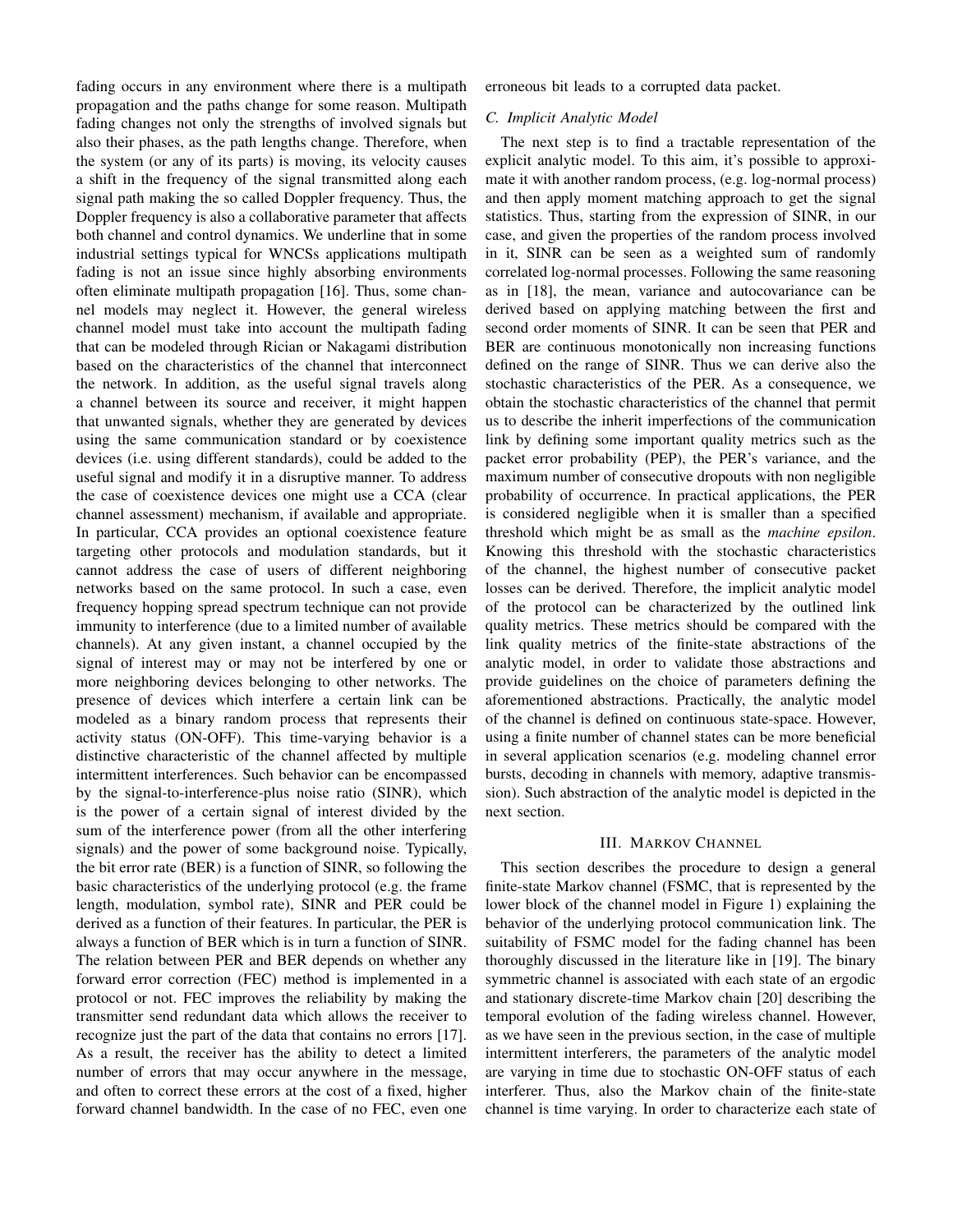fading occurs in any environment where there is a multipath propagation and the paths change for some reason. Multipath fading changes not only the strengths of involved signals but also their phases, as the path lengths change. Therefore, when the system (or any of its parts) is moving, its velocity causes a shift in the frequency of the signal transmitted along each signal path making the so called Doppler frequency. Thus, the Doppler frequency is also a collaborative parameter that affects both channel and control dynamics. We underline that in some industrial settings typical for WNCSs applications multipath fading is not an issue since highly absorbing environments often eliminate multipath propagation [16]. Thus, some channel models may neglect it. However, the general wireless channel model must take into account the multipath fading that can be modeled through Rician or Nakagami distribution based on the characteristics of the channel that interconnect the network. In addition, as the useful signal travels along a channel between its source and receiver, it might happen that unwanted signals, whether they are generated by devices using the same communication standard or by coexistence devices (i.e. using different standards), could be added to the useful signal and modify it in a disruptive manner. To address the case of coexistence devices one might use a CCA (clear channel assessment) mechanism, if available and appropriate. In particular, CCA provides an optional coexistence feature targeting other protocols and modulation standards, but it cannot address the case of users of different neighboring networks based on the same protocol. In such a case, even frequency hopping spread spectrum technique can not provide immunity to interference (due to a limited number of available channels). At any given instant, a channel occupied by the signal of interest may or may not be interfered by one or more neighboring devices belonging to other networks. The presence of devices which interfere a certain link can be modeled as a binary random process that represents their activity status (ON-OFF). This time-varying behavior is a distinctive characteristic of the channel affected by multiple intermittent interferences. Such behavior can be encompassed by the signal-to-interference-plus noise ratio (SINR), which is the power of a certain signal of interest divided by the sum of the interference power (from all the other interfering signals) and the power of some background noise. Typically, the bit error rate (BER) is a function of SINR, so following the basic characteristics of the underlying protocol (e.g. the frame length, modulation, symbol rate), SINR and PER could be derived as a function of their features. In particular, the PER is always a function of BER which is in turn a function of SINR. The relation between PER and BER depends on whether any forward error correction (FEC) method is implemented in a protocol or not. FEC improves the reliability by making the transmitter send redundant data which allows the receiver to recognize just the part of the data that contains no errors [17]. As a result, the receiver has the ability to detect a limited number of errors that may occur anywhere in the message, and often to correct these errors at the cost of a fixed, higher forward channel bandwidth. In the case of no FEC, even one erroneous bit leads to a corrupted data packet.

### C. Implicit Analytic Model

The next step is to find a tractable representation of the explicit analytic model. To this aim, it's possible to approximate it with another random process, (e.g. log-normal process) and then apply moment matching approach to get the signal statistics. Thus, starting from the expression of SINR, in our case, and given the properties of the random process involved in it, SINR can be seen as a weighted sum of randomly correlated log-normal processes. Following the same reasoning as in [18], the mean, variance and autocovariance can be derived based on applying matching between the first and second order moments of SINR. It can be seen that PER and BER are continuous monotonically non increasing functions defined on the range of SINR. Thus we can derive also the stochastic characteristics of the PER. As a consequence, we obtain the stochastic characteristics of the channel that permit us to describe the inherit imperfections of the communication link by defining some important quality metrics such as the packet error probability (PEP), the PER's variance, and the maximum number of consecutive dropouts with non negligible probability of occurrence. In practical applications, the PER is considered negligible when it is smaller than a specified threshold which might be as small as the *machine epsilon*. Knowing this threshold with the stochastic characteristics of the channel, the highest number of consecutive packet losses can be derived. Therefore, the implicit analytic model of the protocol can be characterized by the outlined link quality metrics. These metrics should be compared with the link quality metrics of the finite-state abstractions of the analytic model, in order to validate those abstractions and provide guidelines on the choice of parameters defining the aforementioned abstractions. Practically, the analytic model of the channel is defined on continuous state-space. However, using a finite number of channel states can be more beneficial in several application scenarios (e.g. modeling channel error bursts, decoding in channels with memory, adaptive transmission). Such abstraction of the analytic model is depicted in the next section.

## III. Markov Channel

This section describes the procedure to design a general finite-state Markov channel (FSMC, that is represented by the lower block of the channel model in Figure 1) explaining the behavior of the underlying protocol communication link. The suitability of FSMC model for the fading channel has been thoroughly discussed in the literature like in [19]. The binary symmetric channel is associated with each state of an ergodic and stationary discrete-time Markov chain [20] describing the temporal evolution of the fading wireless channel. However, as we have seen in the previous section, in the case of multiple intermittent interferers, the parameters of the analytic model are varying in time due to stochastic ON-OFF status of each interferer. Thus, also the Markov chain of the finite-state channel is time varying. In order to characterize each state of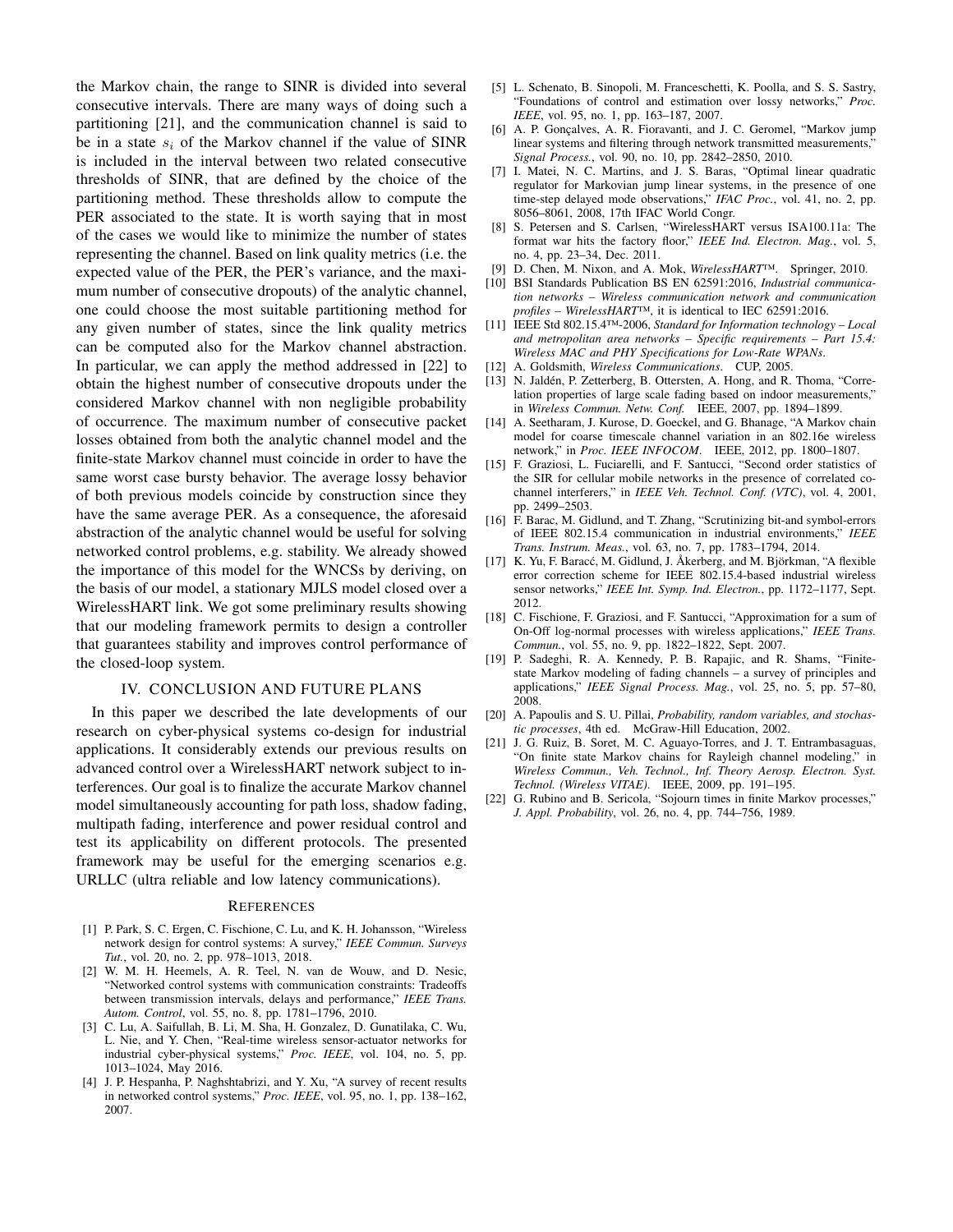the Markov chain, the range to SINR is divided into several consecutive intervals. There are many ways of doing such a partitioning [21], and the communication channel is said to be in a state $s_i$ of the Markov channel if the value of SINR is included in the interval between two related consecutive thresholds of SINR, that are defined by the choice of the partitioning method. These thresholds allow to compute the PER associated to the state. It is worth saying that in most of the cases we would like to minimize the number of states representing the channel. Based on link quality metrics (i.e. the expected value of the PER, the PER's variance, and the maximum number of consecutive dropouts) of the analytic channel, one could choose the most suitable partitioning method for any given number of states, since the link quality metrics can be computed also for the Markov channel abstraction. In particular, we can apply the method addressed in [22] to obtain the highest number of consecutive dropouts under the considered Markov channel with non negligible probability of occurrence. The maximum number of consecutive packet losses obtained from both the analytic channel model and the finite-state Markov channel must coincide in order to have the same worst case bursty behavior. The average lossy behavior of both previous models coincide by construction since they have the same average PER. As a consequence, the aforesaid abstraction of the analytic channel would be useful for solving networked control problems, e.g. stability. We already showed the importance of this model for the WNCSs by deriving, on the basis of our model, a stationary MJLS model closed over a WirelessHART link. We got some preliminary results showing that our modeling framework permits to design a controller that guarantees stability and improves control performance of the closed-loop system.

## IV. Conclusion and Future Plans

In this paper we described the late developments of our research on cyber-physical systems co-design for industrial applications. It considerably extends our previous results on advanced control over a WirelessHART network subject to interferences. Our goal is to finalize the accurate Markov channel model simultaneously accounting for path loss, shadow fading, multipath fading, interference and power residual control and test its applicability on different protocols. The presented framework may be useful for the emerging scenarios e.g. URLLC (ultra reliable and low latency communications).

## References

[1] P. Park, S. C. Ergen, C. Fischione, C. Lu, and K. H. Johansson, "Wireless network design for control systems: A survey," *IEEE Commun. Surveys Tut.*, vol. 20, no. 2, pp. 978–1013, 2018.

[2] W. M. H. Heemels, A. R. Teel, N. van de Wouw, and D. Nesic, "Networked control systems with communication constraints: Tradeoffs between transmission intervals, delays and performance," *IEEE Trans. Autom. Control*, vol. 55, no. 8, pp. 1781–1796, 2010.

[3] C. Lu, A. Saifullah, B. Li, M. Sha, H. Gonzalez, D. Gunatilaka, C. Wu, L. Nie, and Y. Chen, "Real-time wireless sensor-actuator networks for industrial cyber-physical systems," *Proc. IEEE*, vol. 104, no. 5, pp. 1013–1024, May 2016.

[4] J. P. Hespanha, P. Naghshtabrizi, and Y. Xu, "A survey of recent results in networked control systems," *Proc. IEEE*, vol. 95, no. 1, pp. 138–162, 2007.

[5] L. Schenato, B. Sinopoli, M. Franceschetti, K. Poolla, and S. S. Sastry, "Foundations of control and estimation over lossy networks," *Proc. IEEE*, vol. 95, no. 1, pp. 163–187, 2007.

[6] A. P. Gonçalves, A. R. Fioravanti, and J. C. Geromel, "Markov jump linear systems and filtering through network transmitted measurements," *Signal Process.*, vol. 90, no. 10, pp. 2842–2850, 2010.

[7] I. Matei, N. C. Martins, and J. S. Baras, "Optimal linear quadratic regulator for Markovian jump linear systems, in the presence of one time-step delayed mode observations," *IFAC Proc.*, vol. 41, no. 2, pp. 8056–8061, 2008, 17th IFAC World Congr.

[8] S. Petersen and S. Carlsen, "WirelessHART versus ISA100.11a: The format war hits the factory floor," *IEEE Ind. Electron. Mag.*, vol. 5, no. 4, pp. 23–34, Dec. 2011.

[9] D. Chen, M. Nixon, and A. Mok, *WirelessHART™*. Springer, 2010.

[10] BSI Standards Publication BS EN 62591:2016, *Industrial communication networks – Wireless communication network and communication profiles – WirelessHART™*, it is identical to IEC 62591:2016.

[11] IEEE Std 802.15.4™-2006, *Standard for Information technology – Local and metropolitan area networks – Specific requirements – Part 15.4: Wireless MAC and PHY Specifications for Low-Rate WPANs*.

[12] A. Goldsmith, *Wireless Communications*. CUP, 2005.

[13] N. Jaldén, P. Zetterberg, B. Ottersten, A. Hong, and R. Thoma, "Correlation properties of large scale fading based on indoor measurements," in *Wireless Commun. Netw. Conf.* IEEE, 2007, pp. 1894–1899.

[14] A. Seetharam, J. Kurose, D. Goeckel, and G. Bhanage, "A Markov chain model for coarse timescale channel variation in an 802.16e wireless network," in *Proc. IEEE INFOCOM*. IEEE, 2012, pp. 1800–1807.

[15] F. Graziosi, L. Fuciarelli, and F. Santucci, "Second order statistics of the SIR for cellular mobile networks in the presence of correlated co-channel interferers," in *IEEE Veh. Technol. Conf. (VTC)*, vol. 4, 2001, pp. 2499–2503.

[16] F. Barac, M. Gidlund, and T. Zhang, "Scrutinizing bit-and symbol-errors of IEEE 802.15.4 communication in industrial environments," *IEEE Trans. Instrum. Meas.*, vol. 63, no. 7, pp. 1783–1794, 2014.

[17] K. Yu, F. Baracć, M. Gidlund, J. Åkerberg, and M. Björkman, "A flexible error correction scheme for IEEE 802.15.4-based industrial wireless sensor networks," *IEEE Int. Symp. Ind. Electron.*, pp. 1172–1177, Sept. 2012.

[18] C. Fischione, F. Graziosi, and F. Santucci, "Approximation for a sum of On-Off log-normal processes with wireless applications," *IEEE Trans. Commun.*, vol. 55, no. 9, pp. 1822–1822, Sept. 2007.

[19] P. Sadeghi, R. A. Kennedy, P. B. Rapajic, and R. Shams, "Finite-state Markov modeling of fading channels – a survey of principles and applications," *IEEE Signal Process. Mag.*, vol. 25, no. 5, pp. 57–80, 2008.

[20] A. Papoulis and S. U. Pillai, *Probability, random variables, and stochastic processes*, 4th ed. McGraw-Hill Education, 2002.

[21] J. G. Ruiz, B. Soret, M. C. Aguayo-Torres, and J. T. Entrambasaguas, "On finite state Markov chains for Rayleigh channel modeling," in *Wireless Commun., Veh. Technol., Inf. Theory Aerosp. Electron. Syst. Technol. (Wireless VITAE)*. IEEE, 2009, pp. 191–195.

[22] G. Rubino and B. Sericola, "Sojourn times in finite Markov processes," *J. Appl. Probability*, vol. 26, no. 4, pp. 744–756, 1989.